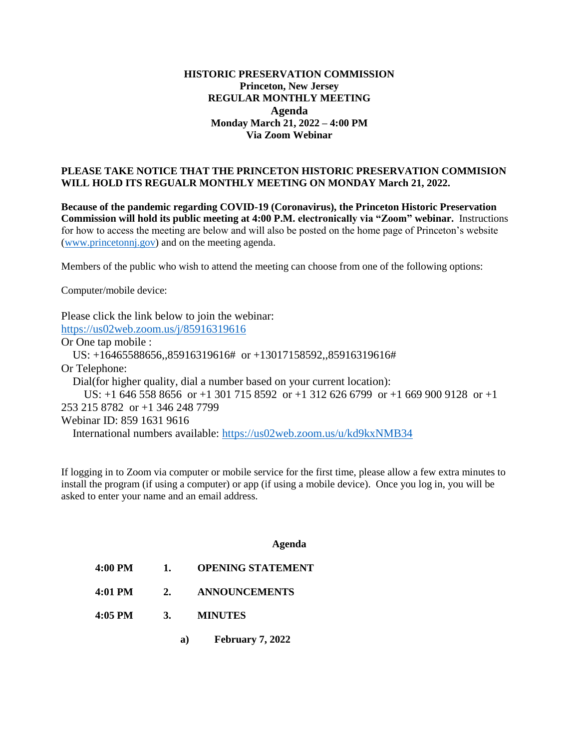**HISTORIC PRESERVATION COMMISSION**
**Princeton, New Jersey**
**REGULAR MONTHLY MEETING**
**Agenda**
**Monday March 21, 2022 – 4:00 PM**
**Via Zoom Webinar**

**PLEASE TAKE NOTICE THAT THE PRINCETON HISTORIC PRESERVATION COMMISION WILL HOLD ITS REGUALR MONTHLY MEETING ON MONDAY March 21, 2022.**

**Because of the pandemic regarding COVID-19 (Coronavirus), the Princeton Historic Preservation Commission will hold its public meeting at 4:00 P.M. electronically via "Zoom" webinar.** Instructions for how to access the meeting are below and will also be posted on the home page of Princeton's website (www.princetonnj.gov) and on the meeting agenda.

Members of the public who wish to attend the meeting can choose from one of the following options:

Computer/mobile device:

Please click the link below to join the webinar:
https://us02web.zoom.us/j/85916319616
Or One tap mobile :
US: +16465588656,,85916319616# or +13017158592,,85916319616#
Or Telephone:
Dial(for higher quality, dial a number based on your current location):
US: +1 646 558 8656 or +1 301 715 8592 or +1 312 626 6799 or +1 669 900 9128 or +1 253 215 8782 or +1 346 248 7799
Webinar ID: 859 1631 9616
International numbers available: https://us02web.zoom.us/u/kd9kxNMB34

If logging in to Zoom via computer or mobile service for the first time, please allow a few extra minutes to install the program (if using a computer) or app (if using a mobile device). Once you log in, you will be asked to enter your name and an email address.

**Agenda**

**4:00 PM 1. OPENING STATEMENT**

**4:01 PM 2. ANNOUNCEMENTS**

**4:05 PM 3. MINUTES**

**a) February 7, 2022**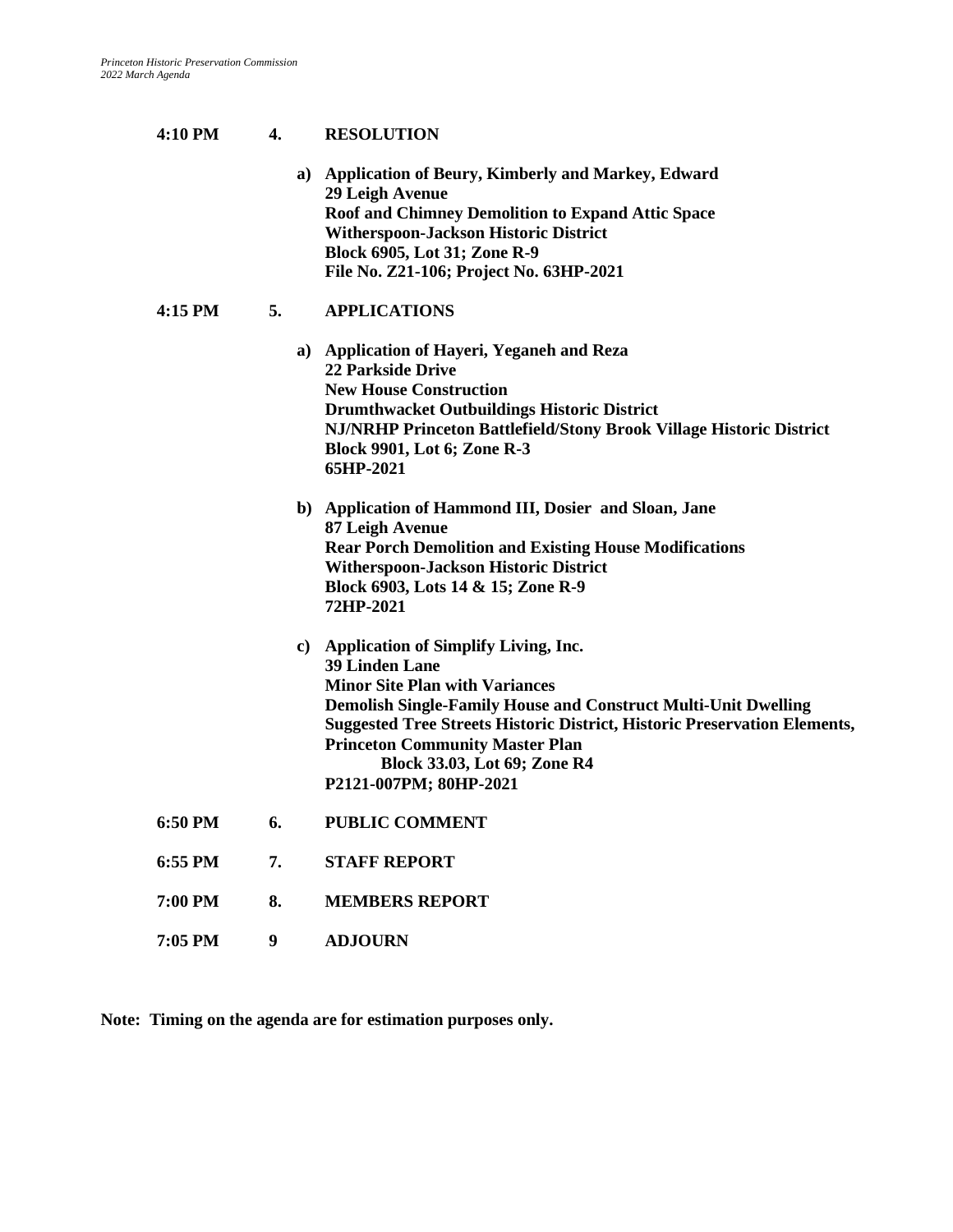**4:10 PM 4. RESOLUTION**

a) **Application of Beury, Kimberly and Markey, Edward**
**29 Leigh Avenue**
**Roof and Chimney Demolition to Expand Attic Space**
**Witherspoon-Jackson Historic District**
**Block 6905, Lot 31; Zone R-9**
**File No. Z21-106; Project No. 63HP-2021**

**4:15 PM 5. APPLICATIONS**

a) **Application of Hayeri, Yeganeh and Reza**
**22 Parkside Drive**
**New House Construction**
**Drumthwacket Outbuildings Historic District**
**NJ/NRHP Princeton Battlefield/Stony Brook Village Historic District**
**Block 9901, Lot 6; Zone R-3**
**65HP-2021**

b) **Application of Hammond III, Dosier and Sloan, Jane**
**87 Leigh Avenue**
**Rear Porch Demolition and Existing House Modifications**
**Witherspoon-Jackson Historic District**
**Block 6903, Lots 14 & 15; Zone R-9**
**72HP-2021**

c) **Application of Simplify Living, Inc.**
**39 Linden Lane**
**Minor Site Plan with Variances**
**Demolish Single-Family House and Construct Multi-Unit Dwelling**
**Suggested Tree Streets Historic District, Historic Preservation Elements, Princeton Community Master Plan**
**Block 33.03, Lot 69; Zone R4**
**P2121-007PM; 80HP-2021**

**6:50 PM 6. PUBLIC COMMENT**

**6:55 PM 7. STAFF REPORT**

**7:00 PM 8. MEMBERS REPORT**

**7:05 PM 9 ADJOURN**

**Note: Timing on the agenda are for estimation purposes only.**